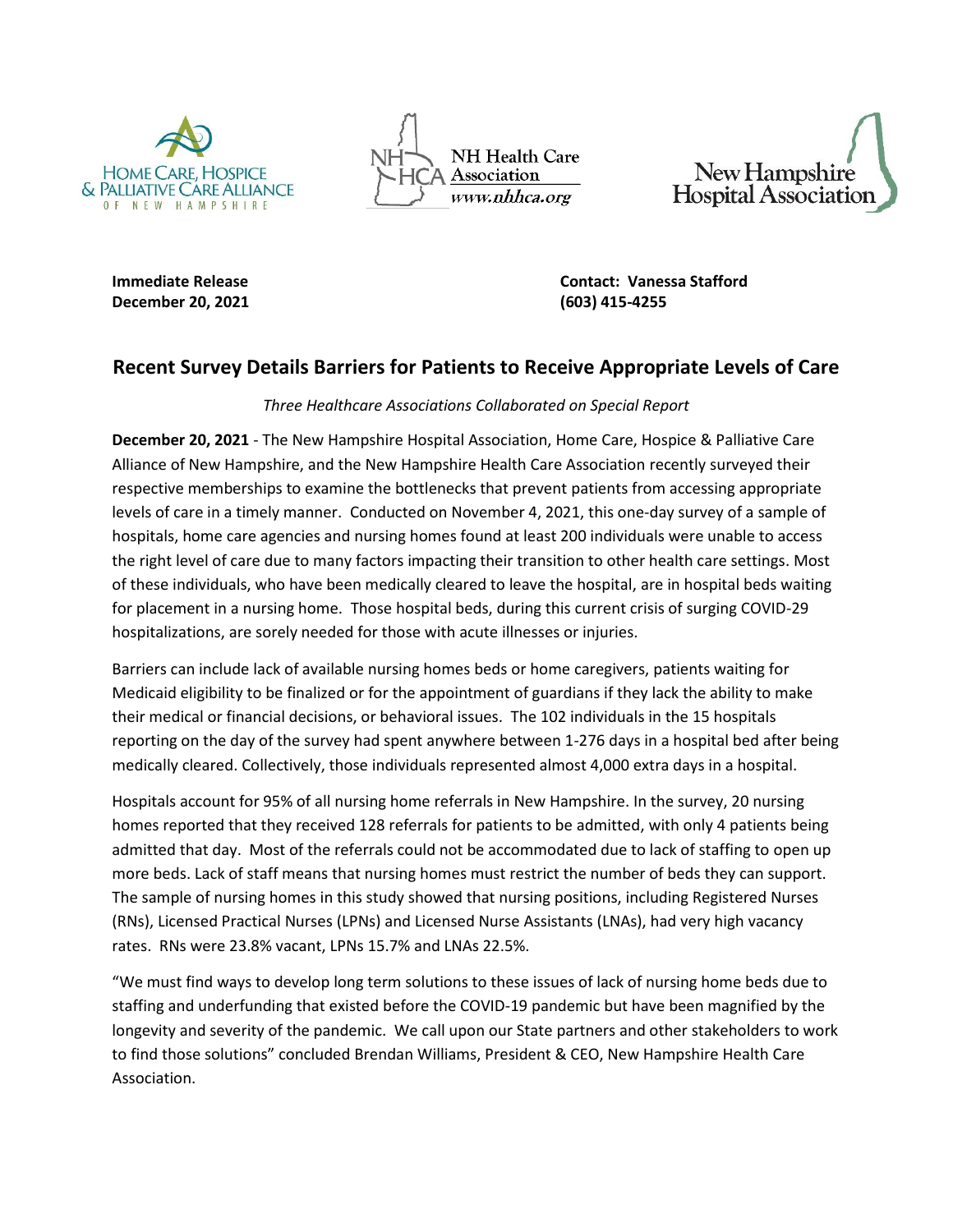HOME CARE, HOSPICE & PALLIATIVE CARE ALLIANCE OF NEW HAMPSHIRE

NH Health Care Association
www.nhhca.org

New Hampshire Hospital Association

**Immediate Release**
**December 20, 2021**

**Contact: Vanessa Stafford**
**(603) 415-4255**

## Recent Survey Details Barriers for Patients to Receive Appropriate Levels of Care

*Three Healthcare Associations Collaborated on Special Report*

**December 20, 2021** - The New Hampshire Hospital Association, Home Care, Hospice & Palliative Care Alliance of New Hampshire, and the New Hampshire Health Care Association recently surveyed their respective memberships to examine the bottlenecks that prevent patients from accessing appropriate levels of care in a timely manner. Conducted on November 4, 2021, this one-day survey of a sample of hospitals, home care agencies and nursing homes found at least 200 individuals were unable to access the right level of care due to many factors impacting their transition to other health care settings. Most of these individuals, who have been medically cleared to leave the hospital, are in hospital beds waiting for placement in a nursing home. Those hospital beds, during this current crisis of surging COVID-29 hospitalizations, are sorely needed for those with acute illnesses or injuries.

Barriers can include lack of available nursing homes beds or home caregivers, patients waiting for Medicaid eligibility to be finalized or for the appointment of guardians if they lack the ability to make their medical or financial decisions, or behavioral issues. The 102 individuals in the 15 hospitals reporting on the day of the survey had spent anywhere between 1-276 days in a hospital bed after being medically cleared. Collectively, those individuals represented almost 4,000 extra days in a hospital.

Hospitals account for 95% of all nursing home referrals in New Hampshire. In the survey, 20 nursing homes reported that they received 128 referrals for patients to be admitted, with only 4 patients being admitted that day. Most of the referrals could not be accommodated due to lack of staffing to open up more beds. Lack of staff means that nursing homes must restrict the number of beds they can support. The sample of nursing homes in this study showed that nursing positions, including Registered Nurses (RNs), Licensed Practical Nurses (LPNs) and Licensed Nurse Assistants (LNAs), had very high vacancy rates. RNs were 23.8% vacant, LPNs 15.7% and LNAs 22.5%.

"We must find ways to develop long term solutions to these issues of lack of nursing home beds due to staffing and underfunding that existed before the COVID-19 pandemic but have been magnified by the longevity and severity of the pandemic. We call upon our State partners and other stakeholders to work to find those solutions" concluded Brendan Williams, President & CEO, New Hampshire Health Care Association.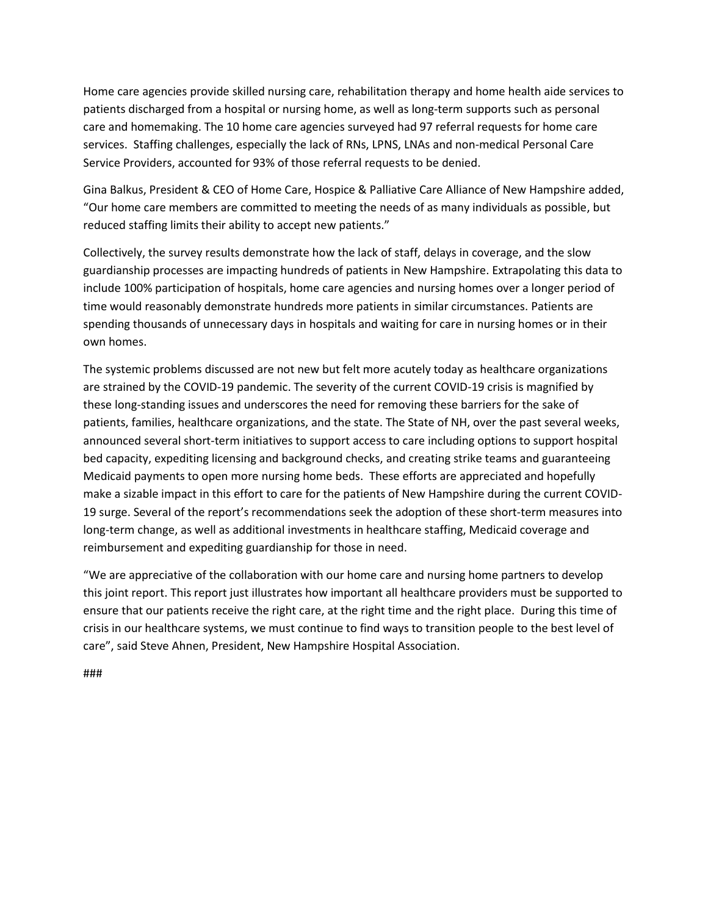Home care agencies provide skilled nursing care, rehabilitation therapy and home health aide services to patients discharged from a hospital or nursing home, as well as long-term supports such as personal care and homemaking. The 10 home care agencies surveyed had 97 referral requests for home care services. Staffing challenges, especially the lack of RNs, LPNS, LNAs and non-medical Personal Care Service Providers, accounted for 93% of those referral requests to be denied.

Gina Balkus, President & CEO of Home Care, Hospice & Palliative Care Alliance of New Hampshire added, "Our home care members are committed to meeting the needs of as many individuals as possible, but reduced staffing limits their ability to accept new patients."

Collectively, the survey results demonstrate how the lack of staff, delays in coverage, and the slow guardianship processes are impacting hundreds of patients in New Hampshire. Extrapolating this data to include 100% participation of hospitals, home care agencies and nursing homes over a longer period of time would reasonably demonstrate hundreds more patients in similar circumstances. Patients are spending thousands of unnecessary days in hospitals and waiting for care in nursing homes or in their own homes.

The systemic problems discussed are not new but felt more acutely today as healthcare organizations are strained by the COVID-19 pandemic. The severity of the current COVID-19 crisis is magnified by these long-standing issues and underscores the need for removing these barriers for the sake of patients, families, healthcare organizations, and the state. The State of NH, over the past several weeks, announced several short-term initiatives to support access to care including options to support hospital bed capacity, expediting licensing and background checks, and creating strike teams and guaranteeing Medicaid payments to open more nursing home beds. These efforts are appreciated and hopefully make a sizable impact in this effort to care for the patients of New Hampshire during the current COVID-19 surge. Several of the report's recommendations seek the adoption of these short-term measures into long-term change, as well as additional investments in healthcare staffing, Medicaid coverage and reimbursement and expediting guardianship for those in need.

"We are appreciative of the collaboration with our home care and nursing home partners to develop this joint report. This report just illustrates how important all healthcare providers must be supported to ensure that our patients receive the right care, at the right time and the right place. During this time of crisis in our healthcare systems, we must continue to find ways to transition people to the best level of care", said Steve Ahnen, President, New Hampshire Hospital Association.

###